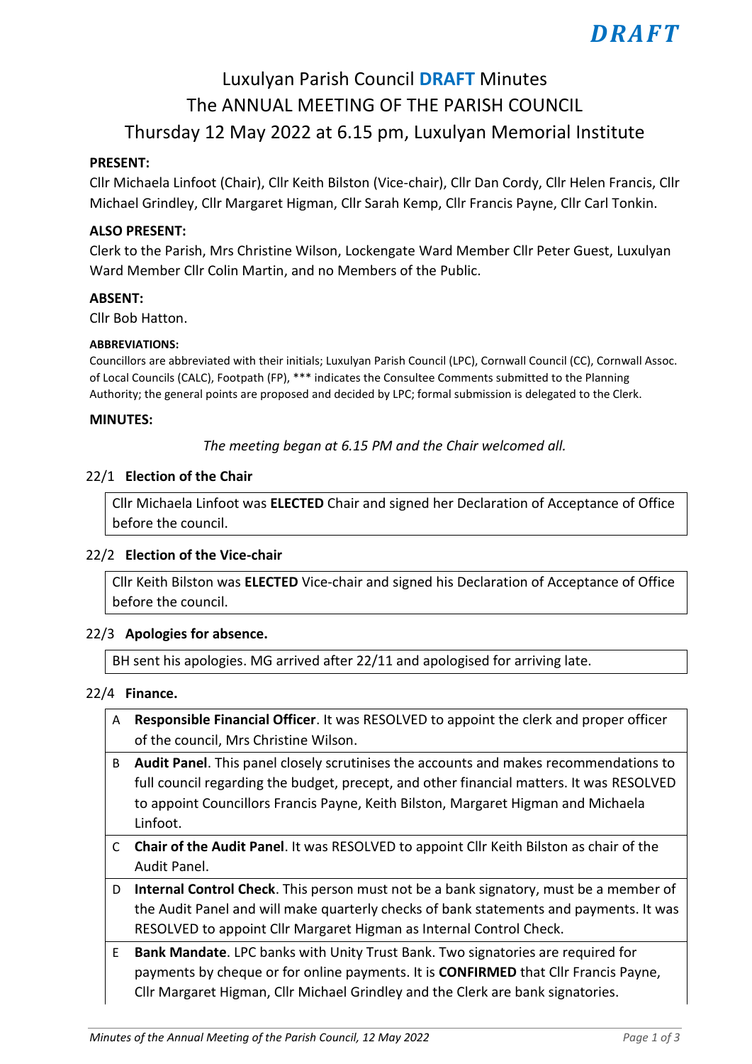**DRAFT**

# Luxulyan Parish Council **DRAFT** Minutes
# The ANNUAL MEETING OF THE PARISH COUNCIL
# Thursday 12 May 2022 at 6.15 pm, Luxulyan Memorial Institute

**PRESENT:**

Cllr Michaela Linfoot (Chair), Cllr Keith Bilston (Vice-chair), Cllr Dan Cordy, Cllr Helen Francis, Cllr Michael Grindley, Cllr Margaret Higman, Cllr Sarah Kemp, Cllr Francis Payne, Cllr Carl Tonkin.

**ALSO PRESENT:**

Clerk to the Parish, Mrs Christine Wilson, Lockengate Ward Member Cllr Peter Guest, Luxulyan Ward Member Cllr Colin Martin, and no Members of the Public.

**ABSENT:**

Cllr Bob Hatton.

**ABBREVIATIONS:**

Councillors are abbreviated with their initials; Luxulyan Parish Council (LPC), Cornwall Council (CC), Cornwall Assoc. of Local Councils (CALC), Footpath (FP), *** indicates the Consultee Comments submitted to the Planning Authority; the general points are proposed and decided by LPC; formal submission is delegated to the Clerk.

**MINUTES:**

*The meeting began at 6.15 PM and the Chair welcomed all.*

22/1 **Election of the Chair**

Cllr Michaela Linfoot was **ELECTED** Chair and signed her Declaration of Acceptance of Office before the council.

22/2 **Election of the Vice-chair**

Cllr Keith Bilston was **ELECTED** Vice-chair and signed his Declaration of Acceptance of Office before the council.

22/3 **Apologies for absence.**

BH sent his apologies. MG arrived after 22/11 and apologised for arriving late.

22/4 **Finance.**

| | |
|---|---|
| A | **Responsible Financial Officer**. It was RESOLVED to appoint the clerk and proper officer of the council, Mrs Christine Wilson. |
| B | **Audit Panel**. This panel closely scrutinises the accounts and makes recommendations to full council regarding the budget, precept, and other financial matters. It was RESOLVED to appoint Councillors Francis Payne, Keith Bilston, Margaret Higman and Michaela Linfoot. |
| C | **Chair of the Audit Panel**. It was RESOLVED to appoint Cllr Keith Bilston as chair of the Audit Panel. |
| D | **Internal Control Check**. This person must not be a bank signatory, must be a member of the Audit Panel and will make quarterly checks of bank statements and payments. It was RESOLVED to appoint Cllr Margaret Higman as Internal Control Check. |
| E | **Bank Mandate**. LPC banks with Unity Trust Bank. Two signatories are required for payments by cheque or for online payments. It is **CONFIRMED** that Cllr Francis Payne, Cllr Margaret Higman, Cllr Michael Grindley and the Clerk are bank signatories. |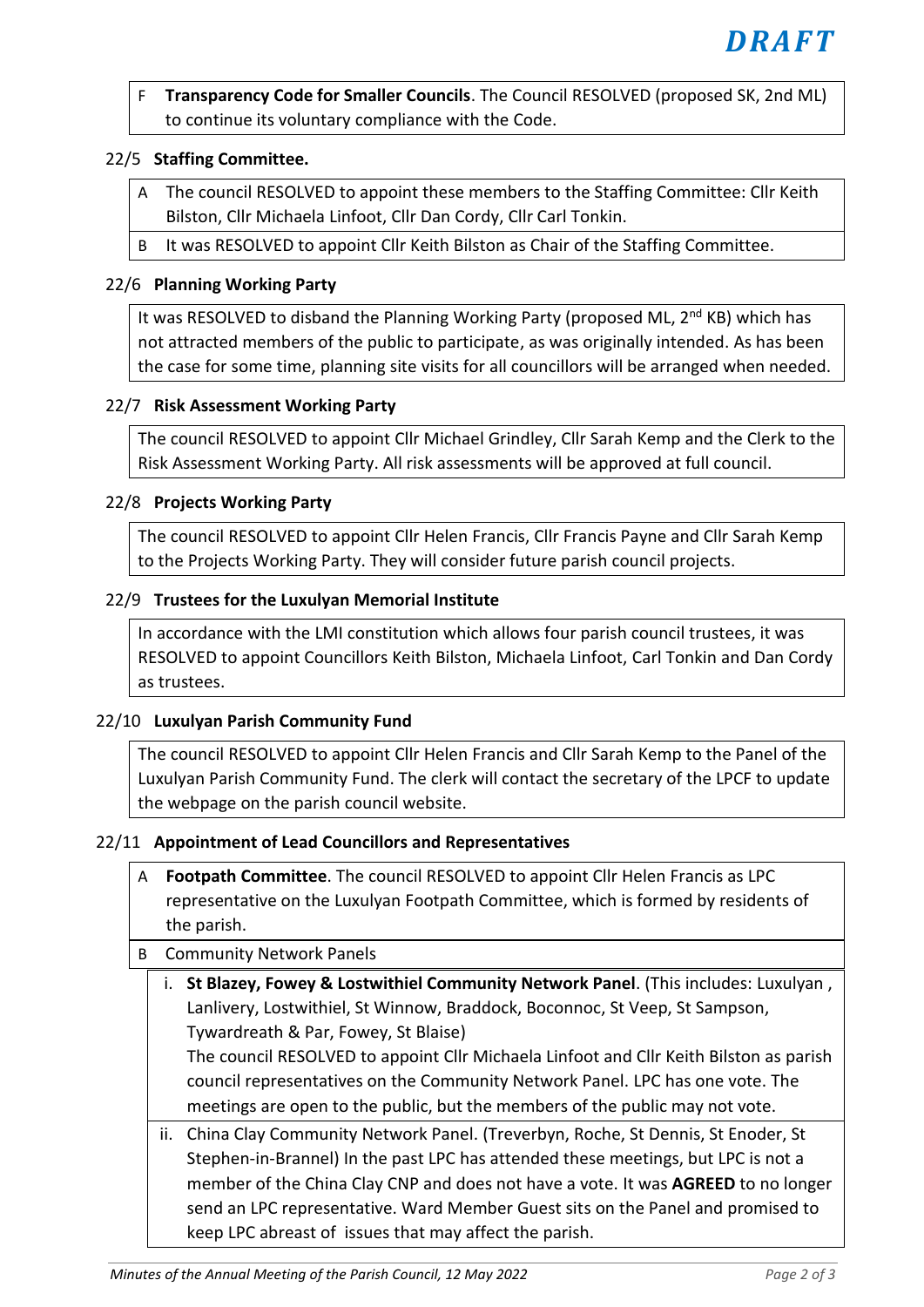DRAFT

F **Transparency Code for Smaller Councils**. The Council RESOLVED (proposed SK, 2nd ML) to continue its voluntary compliance with the Code.

## 22/5 Staffing Committee.

A The council RESOLVED to appoint these members to the Staffing Committee: Cllr Keith Bilston, Cllr Michaela Linfoot, Cllr Dan Cordy, Cllr Carl Tonkin.

B It was RESOLVED to appoint Cllr Keith Bilston as Chair of the Staffing Committee.

## 22/6 Planning Working Party

It was RESOLVED to disband the Planning Working Party (proposed ML, 2nd KB) which has not attracted members of the public to participate, as was originally intended. As has been the case for some time, planning site visits for all councillors will be arranged when needed.

## 22/7 Risk Assessment Working Party

The council RESOLVED to appoint Cllr Michael Grindley, Cllr Sarah Kemp and the Clerk to the Risk Assessment Working Party. All risk assessments will be approved at full council.

## 22/8 Projects Working Party

The council RESOLVED to appoint Cllr Helen Francis, Cllr Francis Payne and Cllr Sarah Kemp to the Projects Working Party. They will consider future parish council projects.

## 22/9 Trustees for the Luxulyan Memorial Institute

In accordance with the LMI constitution which allows four parish council trustees, it was RESOLVED to appoint Councillors Keith Bilston, Michaela Linfoot, Carl Tonkin and Dan Cordy as trustees.

## 22/10 Luxulyan Parish Community Fund

The council RESOLVED to appoint Cllr Helen Francis and Cllr Sarah Kemp to the Panel of the Luxulyan Parish Community Fund. The clerk will contact the secretary of the LPCF to update the webpage on the parish council website.

## 22/11 Appointment of Lead Councillors and Representatives

A **Footpath Committee**. The council RESOLVED to appoint Cllr Helen Francis as LPC representative on the Luxulyan Footpath Committee, which is formed by residents of the parish.

B Community Network Panels

i. **St Blazey, Fowey & Lostwithiel Community Network Panel**. (This includes: Luxulyan , Lanlivery, Lostwithiel, St Winnow, Braddock, Boconnoc, St Veep, St Sampson, Tywardreath & Par, Fowey, St Blaise)
The council RESOLVED to appoint Cllr Michaela Linfoot and Cllr Keith Bilston as parish council representatives on the Community Network Panel. LPC has one vote. The meetings are open to the public, but the members of the public may not vote.

ii. China Clay Community Network Panel. (Treverbyn, Roche, St Dennis, St Enoder, St Stephen-in-Brannel) In the past LPC has attended these meetings, but LPC is not a member of the China Clay CNP and does not have a vote. It was **AGREED** to no longer send an LPC representative. Ward Member Guest sits on the Panel and promised to keep LPC abreast of issues that may affect the parish.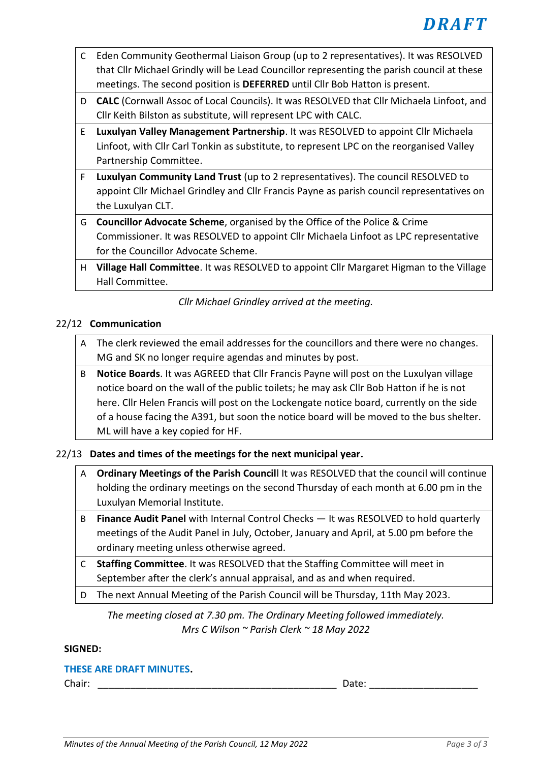**DRAFT**

| | |
|---|---|
| C | Eden Community Geothermal Liaison Group (up to 2 representatives). It was RESOLVED that Cllr Michael Grindly will be Lead Councillor representing the parish council at these meetings. The second position is **DEFERRED** until Cllr Bob Hatton is present. |
| D | **CALC** (Cornwall Assoc of Local Councils). It was RESOLVED that Cllr Michaela Linfoot, and Cllr Keith Bilston as substitute, will represent LPC with CALC. |
| E | **Luxulyan Valley Management Partnership**. It was RESOLVED to appoint Cllr Michaela Linfoot, with Cllr Carl Tonkin as substitute, to represent LPC on the reorganised Valley Partnership Committee. |
| F | **Luxulyan Community Land Trust** (up to 2 representatives). The council RESOLVED to appoint Cllr Michael Grindley and Cllr Francis Payne as parish council representatives on the Luxulyan CLT. |
| G | **Councillor Advocate Scheme**, organised by the Office of the Police & Crime Commissioner. It was RESOLVED to appoint Cllr Michaela Linfoot as LPC representative for the Councillor Advocate Scheme. |
| H | **Village Hall Committee**. It was RESOLVED to appoint Cllr Margaret Higman to the Village Hall Committee. |

*Cllr Michael Grindley arrived at the meeting.*

## 22/12 Communication

| | |
|---|---|
| A | The clerk reviewed the email addresses for the councillors and there were no changes. MG and SK no longer require agendas and minutes by post. |
| B | **Notice Boards**. It was AGREED that Cllr Francis Payne will post on the Luxulyan village notice board on the wall of the public toilets; he may ask Cllr Bob Hatton if he is not here. Cllr Helen Francis will post on the Lockengate notice board, currently on the side of a house facing the A391, but soon the notice board will be moved to the bus shelter. ML will have a key copied for HF. |

## 22/13 Dates and times of the meetings for the next municipal year.

| | |
|---|---|
| A | **Ordinary Meetings of the Parish Councill** It was RESOLVED that the council will continue holding the ordinary meetings on the second Thursday of each month at 6.00 pm in the Luxulyan Memorial Institute. |
| B | **Finance Audit Panel** with Internal Control Checks — It was RESOLVED to hold quarterly meetings of the Audit Panel in July, October, January and April, at 5.00 pm before the ordinary meeting unless otherwise agreed. |
| C | **Staffing Committee**. It was RESOLVED that the Staffing Committee will meet in September after the clerk's annual appraisal, and as and when required. |
| D | The next Annual Meeting of the Parish Council will be Thursday, 11th May 2023. |

*The meeting closed at 7.30 pm. The Ordinary Meeting followed immediately.*
*Mrs C Wilson ~ Parish Clerk ~ 18 May 2022*

**SIGNED:**

**THESE ARE DRAFT MINUTES.**

Chair: _____________________________________________ Date: ____________________